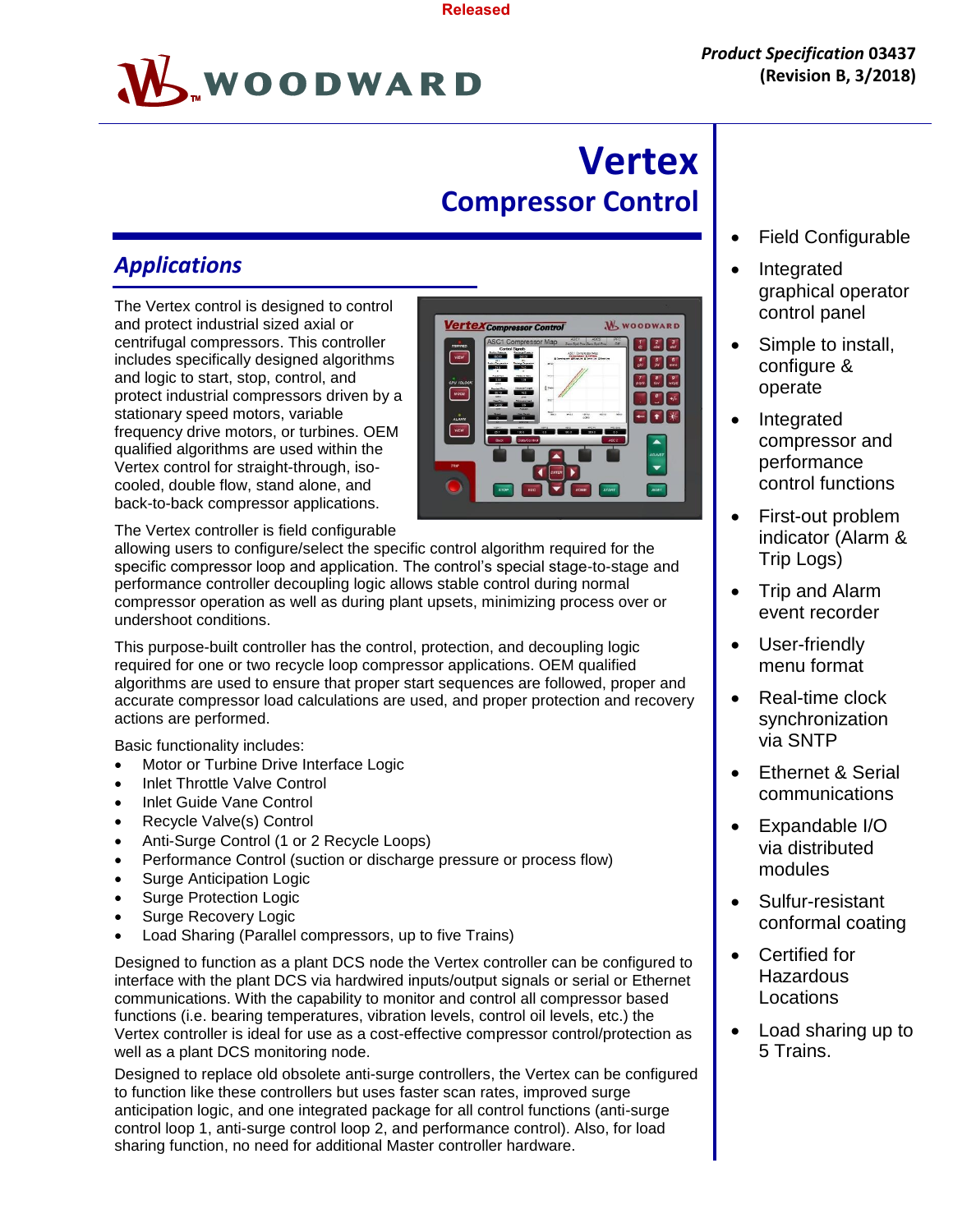Released

**Product Specification 03437 (Revision B, 3/2018)**

# Vertex
## Compressor Control

## *Applications*

The Vertex control is designed to control and protect industrial sized axial or centrifugal compressors. This controller includes specifically designed algorithms and logic to start, stop, control, and protect industrial compressors driven by a stationary speed motors, variable frequency drive motors, or turbines. OEM qualified algorithms are used within the Vertex control for straight-through, iso-cooled, double flow, stand alone, and back-to-back compressor applications.

The Vertex controller is field configurable allowing users to configure/select the specific control algorithm required for the specific compressor loop and application. The control's special stage-to-stage and performance controller decoupling logic allows stable control during normal compressor operation as well as during plant upsets, minimizing process over or undershoot conditions.

This purpose-built controller has the control, protection, and decoupling logic required for one or two recycle loop compressor applications. OEM qualified algorithms are used to ensure that proper start sequences are followed, proper and accurate compressor load calculations are used, and proper protection and recovery actions are performed.

Basic functionality includes:

- Motor or Turbine Drive Interface Logic
- Inlet Throttle Valve Control
- Inlet Guide Vane Control
- Recycle Valve(s) Control
- Anti-Surge Control (1 or 2 Recycle Loops)
- Performance Control (suction or discharge pressure or process flow)
- Surge Anticipation Logic
- Surge Protection Logic
- Surge Recovery Logic
- Load Sharing (Parallel compressors, up to five Trains)

Designed to function as a plant DCS node the Vertex controller can be configured to interface with the plant DCS via hardwired inputs/output signals or serial or Ethernet communications. With the capability to monitor and control all compressor based functions (i.e. bearing temperatures, vibration levels, control oil levels, etc.) the Vertex controller is ideal for use as a cost-effective compressor control/protection as well as a plant DCS monitoring node.

Designed to replace old obsolete anti-surge controllers, the Vertex can be configured to function like these controllers but uses faster scan rates, improved surge anticipation logic, and one integrated package for all control functions (anti-surge control loop 1, anti-surge control loop 2, and performance control). Also, for load sharing function, no need for additional Master controller hardware.

- Field Configurable
- Integrated graphical operator control panel
- Simple to install, configure & operate
- Integrated compressor and performance control functions
- First-out problem indicator (Alarm & Trip Logs)
- Trip and Alarm event recorder
- User-friendly menu format
- Real-time clock synchronization via SNTP
- Ethernet & Serial communications
- Expandable I/O via distributed modules
- Sulfur-resistant conformal coating
- Certified for Hazardous Locations
- Load sharing up to 5 Trains.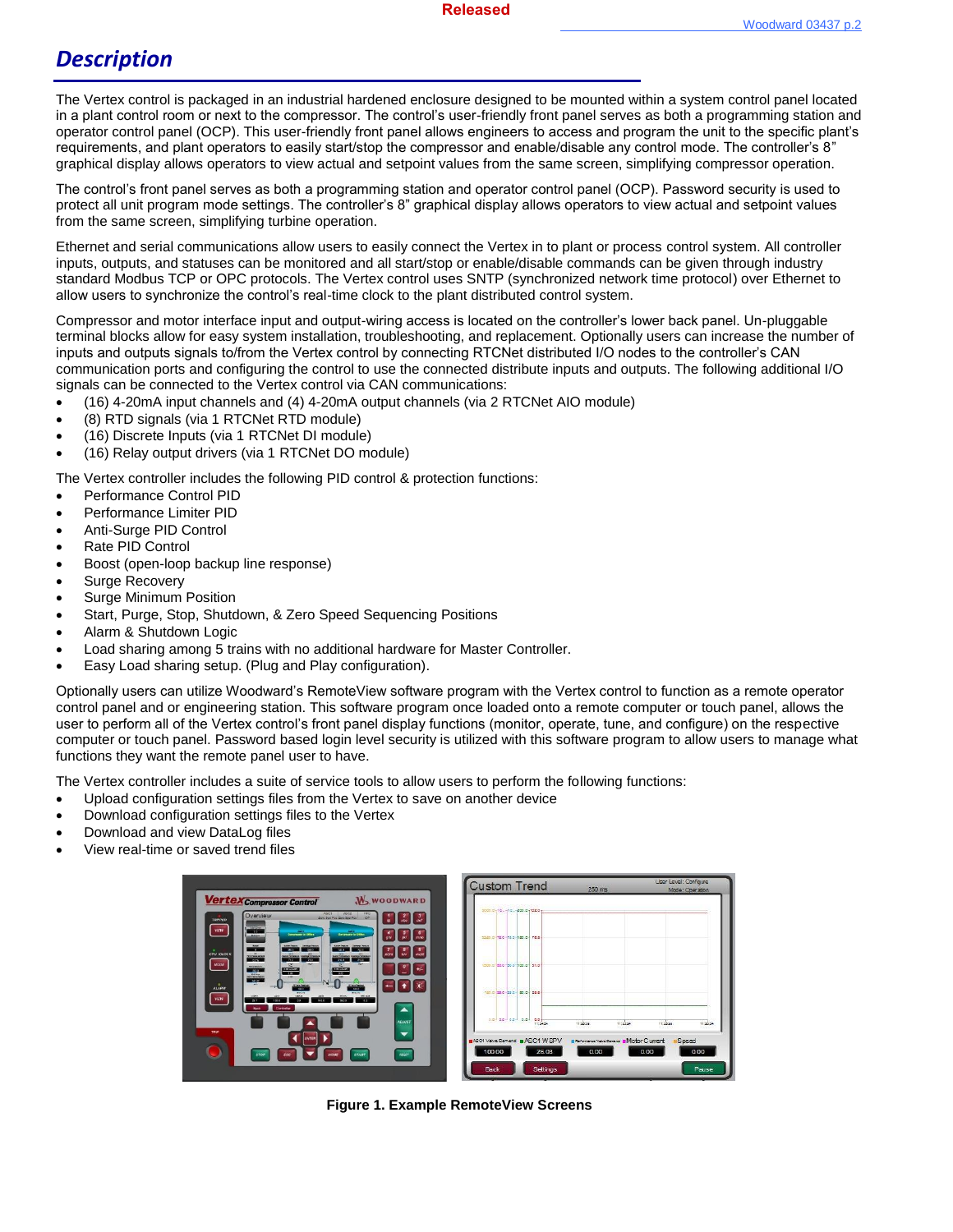# Description

The Vertex control is packaged in an industrial hardened enclosure designed to be mounted within a system control panel located in a plant control room or next to the compressor. The control's user-friendly front panel serves as both a programming station and operator control panel (OCP). This user-friendly front panel allows engineers to access and program the unit to the specific plant's requirements, and plant operators to easily start/stop the compressor and enable/disable any control mode. The controller's 8" graphical display allows operators to view actual and setpoint values from the same screen, simplifying compressor operation.

The control's front panel serves as both a programming station and operator control panel (OCP). Password security is used to protect all unit program mode settings. The controller's 8" graphical display allows operators to view actual and setpoint values from the same screen, simplifying turbine operation.

Ethernet and serial communications allow users to easily connect the Vertex in to plant or process control system. All controller inputs, outputs, and statuses can be monitored and all start/stop or enable/disable commands can be given through industry standard Modbus TCP or OPC protocols. The Vertex control uses SNTP (synchronized network time protocol) over Ethernet to allow users to synchronize the control's real-time clock to the plant distributed control system.

Compressor and motor interface input and output-wiring access is located on the controller's lower back panel. Un-pluggable terminal blocks allow for easy system installation, troubleshooting, and replacement. Optionally users can increase the number of inputs and outputs signals to/from the Vertex control by connecting RTCNet distributed I/O nodes to the controller's CAN communication ports and configuring the control to use the connected distribute inputs and outputs. The following additional I/O signals can be connected to the Vertex control via CAN communications:

- (16) 4-20mA input channels and (4) 4-20mA output channels (via 2 RTCNet AIO module)
- (8) RTD signals (via 1 RTCNet RTD module)
- (16) Discrete Inputs (via 1 RTCNet DI module)
- (16) Relay output drivers (via 1 RTCNet DO module)

The Vertex controller includes the following PID control & protection functions:

- Performance Control PID
- Performance Limiter PID
- Anti-Surge PID Control
- Rate PID Control
- Boost (open-loop backup line response)
- Surge Recovery
- Surge Minimum Position
- Start, Purge, Stop, Shutdown, & Zero Speed Sequencing Positions
- Alarm & Shutdown Logic
- Load sharing among 5 trains with no additional hardware for Master Controller.
- Easy Load sharing setup. (Plug and Play configuration).

Optionally users can utilize Woodward's RemoteView software program with the Vertex control to function as a remote operator control panel and or engineering station. This software program once loaded onto a remote computer or touch panel, allows the user to perform all of the Vertex control's front panel display functions (monitor, operate, tune, and configure) on the respective computer or touch panel. Password based login level security is utilized with this software program to allow users to manage what functions they want the remote panel user to have.

The Vertex controller includes a suite of service tools to allow users to perform the following functions:

- Upload configuration settings files from the Vertex to save on another device
- Download configuration settings files to the Vertex
- Download and view DataLog files
- View real-time or saved trend files

**Figure 1. Example RemoteView Screens**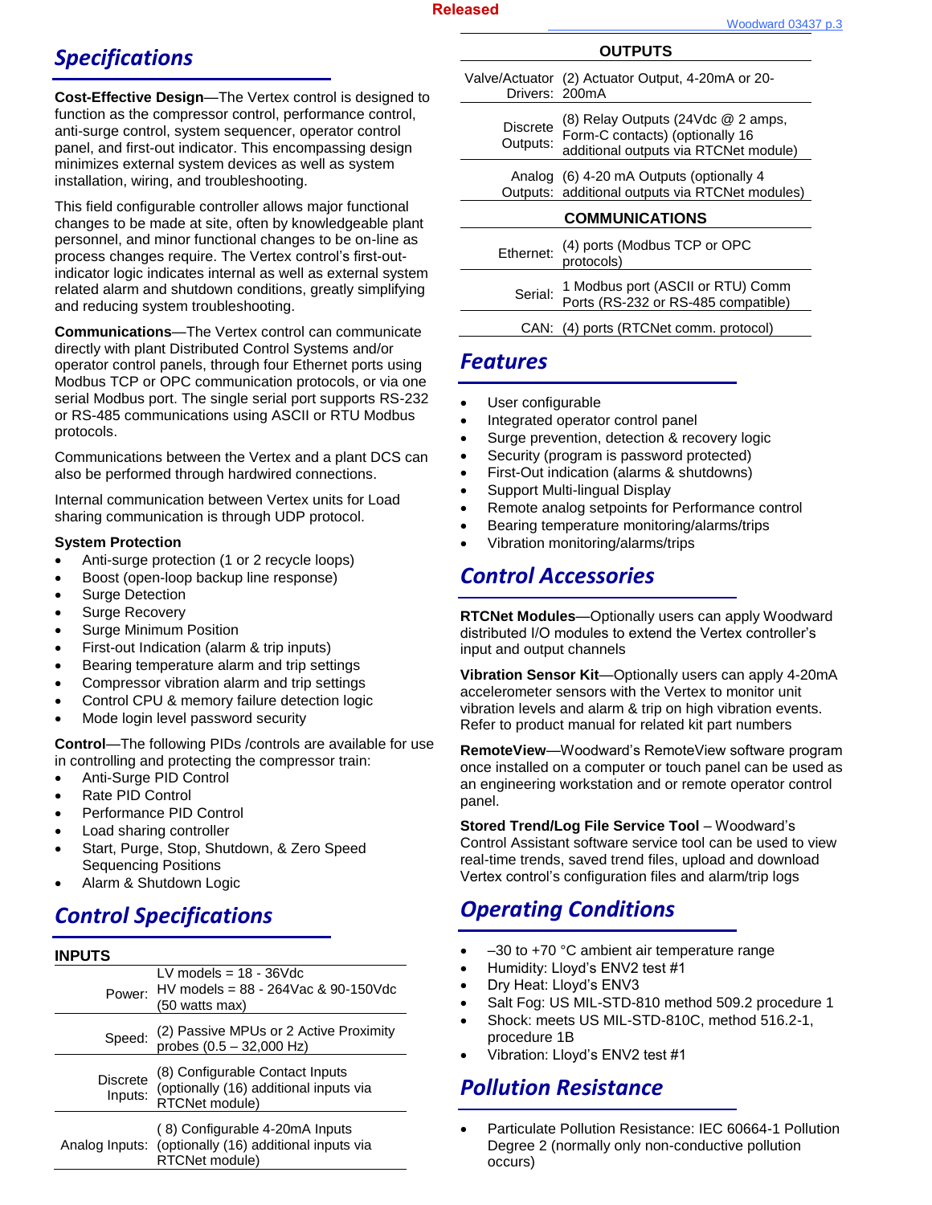## Specifications

**Cost-Effective Design**—The Vertex control is designed to function as the compressor control, performance control, anti-surge control, system sequencer, operator control panel, and first-out indicator. This encompassing design minimizes external system devices as well as system installation, wiring, and troubleshooting.

This field configurable controller allows major functional changes to be made at site, often by knowledgeable plant personnel, and minor functional changes to be on-line as process changes require. The Vertex control's first-out-indicator logic indicates internal as well as external system related alarm and shutdown conditions, greatly simplifying and reducing system troubleshooting.

**Communications**—The Vertex control can communicate directly with plant Distributed Control Systems and/or operator control panels, through four Ethernet ports using Modbus TCP or OPC communication protocols, or via one serial Modbus port. The single serial port supports RS-232 or RS-485 communications using ASCII or RTU Modbus protocols.

Communications between the Vertex and a plant DCS can also be performed through hardwired connections.

Internal communication between Vertex units for Load sharing communication is through UDP protocol.

**System Protection**

- Anti-surge protection (1 or 2 recycle loops)
- Boost (open-loop backup line response)
- Surge Detection
- Surge Recovery
- Surge Minimum Position
- First-out Indication (alarm & trip inputs)
- Bearing temperature alarm and trip settings
- Compressor vibration alarm and trip settings
- Control CPU & memory failure detection logic
- Mode login level password security

**Control**—The following PIDs /controls are available for use in controlling and protecting the compressor train:

- Anti-Surge PID Control
- Rate PID Control
- Performance PID Control
- Load sharing controller
- Start, Purge, Stop, Shutdown, & Zero Speed Sequencing Positions
- Alarm & Shutdown Logic

## Control Specifications

**INPUTS**

| | |
|---|---|
| Power: | LV models = 18 - 36Vdc<br>HV models = 88 - 264Vac & 90-150Vdc<br>(50 watts max) |
| Speed: | (2) Passive MPUs or 2 Active Proximity probes (0.5 – 32,000 Hz) |
| Discrete Inputs: | (8) Configurable Contact Inputs (optionally (16) additional inputs via RTCNet module) |
| Analog Inputs: | ( 8) Configurable 4-20mA Inputs (optionally (16) additional inputs via RTCNet module) |

**OUTPUTS**

| | |
|---|---|
| Valve/Actuator Drivers: | (2) Actuator Output, 4-20mA or 20-200mA |
| Discrete Outputs: | (8) Relay Outputs (24Vdc @ 2 amps, Form-C contacts) (optionally 16 additional outputs via RTCNet module) |
| Analog Outputs: | (6) 4-20 mA Outputs (optionally 4 additional outputs via RTCNet modules) |

**COMMUNICATIONS**

| | |
|---|---|
| Ethernet: | (4) ports (Modbus TCP or OPC protocols) |
| Serial: | 1 Modbus port (ASCII or RTU) Comm Ports (RS-232 or RS-485 compatible) |
| CAN: | (4) ports (RTCNet comm. protocol) |

## Features

- User configurable
- Integrated operator control panel
- Surge prevention, detection & recovery logic
- Security (program is password protected)
- First-Out indication (alarms & shutdowns)
- Support Multi-lingual Display
- Remote analog setpoints for Performance control
- Bearing temperature monitoring/alarms/trips
- Vibration monitoring/alarms/trips

## Control Accessories

**RTCNet Modules**—Optionally users can apply Woodward distributed I/O modules to extend the Vertex controller's input and output channels

**Vibration Sensor Kit**—Optionally users can apply 4-20mA accelerometer sensors with the Vertex to monitor unit vibration levels and alarm & trip on high vibration events. Refer to product manual for related kit part numbers

**RemoteView**—Woodward's RemoteView software program once installed on a computer or touch panel can be used as an engineering workstation and or remote operator control panel.

**Stored Trend/Log File Service Tool** – Woodward's Control Assistant software service tool can be used to view real-time trends, saved trend files, upload and download Vertex control's configuration files and alarm/trip logs

## Operating Conditions

- –30 to +70 °C ambient air temperature range
- Humidity: Lloyd's ENV2 test #1
- Dry Heat: Lloyd's ENV3
- Salt Fog: US MIL-STD-810 method 509.2 procedure 1
- Shock: meets US MIL-STD-810C, method 516.2-1, procedure 1B
- Vibration: Lloyd's ENV2 test #1

## Pollution Resistance

- Particulate Pollution Resistance: IEC 60664-1 Pollution Degree 2 (normally only non-conductive pollution occurs)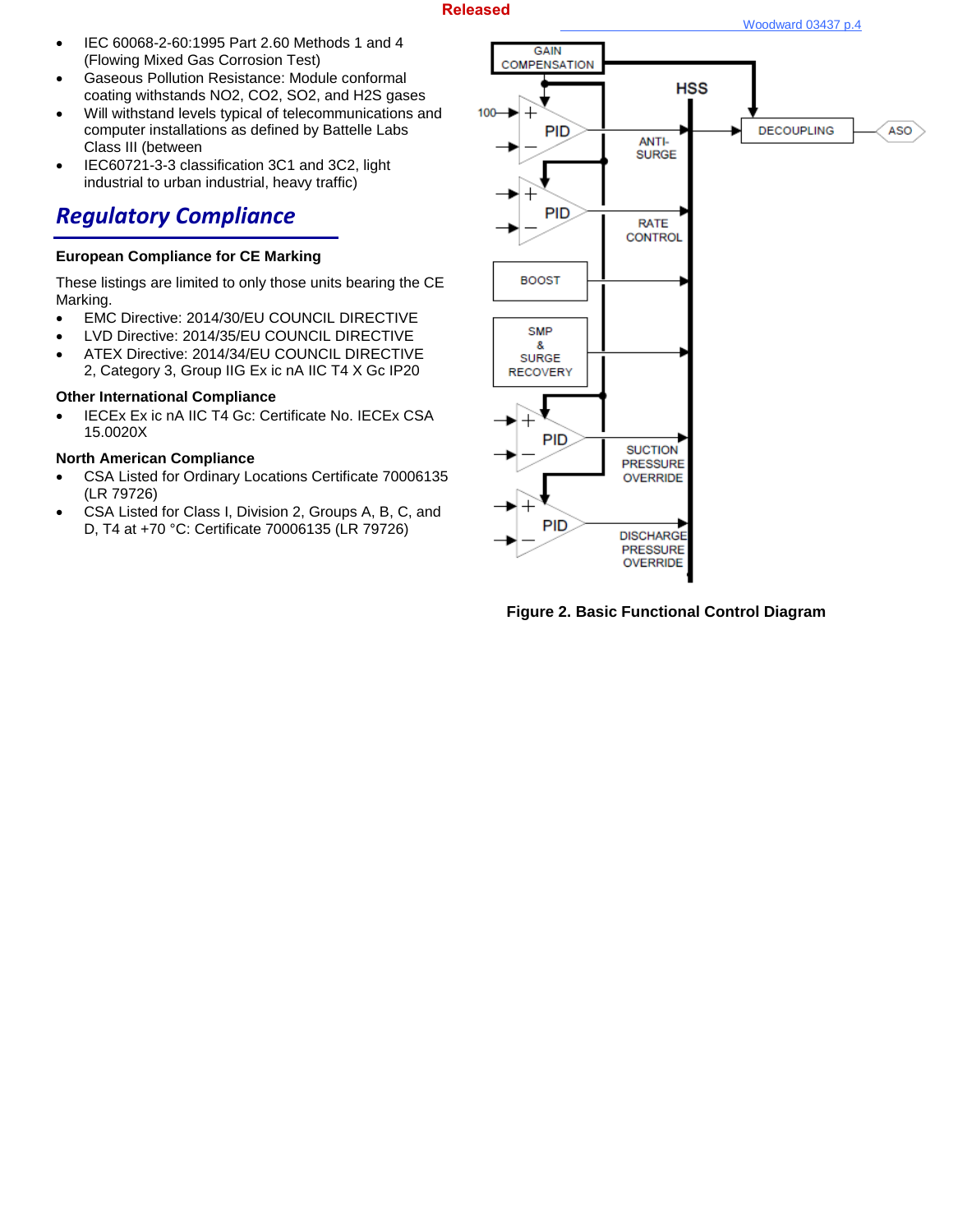- IEC 60068-2-60:1995 Part 2.60 Methods 1 and 4 (Flowing Mixed Gas Corrosion Test)
- Gaseous Pollution Resistance: Module conformal coating withstands $NO_2$, $CO_2$, $SO_2$, and $H_2S$ gases
- Will withstand levels typical of telecommunications and computer installations as defined by Battelle Labs Class III (between
- IEC60721-3-3 classification 3C1 and 3C2, light industrial to urban industrial, heavy traffic)

## Regulatory Compliance

**European Compliance for CE Marking**

These listings are limited to only those units bearing the CE Marking.

- EMC Directive: 2014/30/EU COUNCIL DIRECTIVE
- LVD Directive: 2014/35/EU COUNCIL DIRECTIVE
- ATEX Directive: 2014/34/EU COUNCIL DIRECTIVE 2, Category 3, Group IIG Ex ic nA IIC T4 X Gc IP20

**Other International Compliance**

- IECEx Ex ic nA IIC T4 Gc: Certificate No. IECEx CSA 15.0020X

**North American Compliance**

- CSA Listed for Ordinary Locations Certificate 70006135 (LR 79726)
- CSA Listed for Class I, Division 2, Groups A, B, C, and D, T4 at +70 °C: Certificate 70006135 (LR 79726)

**Figure 2. Basic Functional Control Diagram**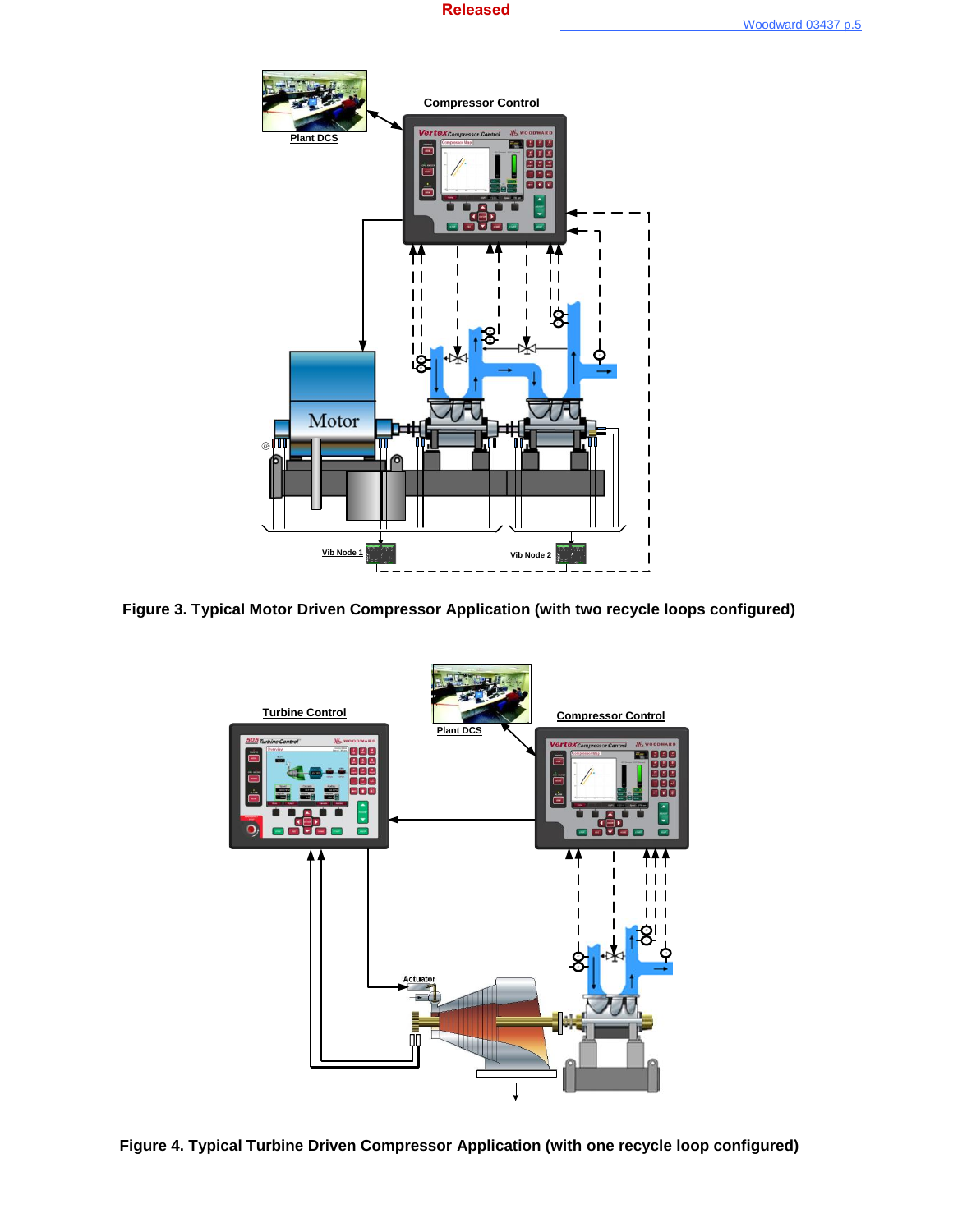Figure 3. Typical Motor Driven Compressor Application (with two recycle loops configured)

Figure 4. Typical Turbine Driven Compressor Application (with one recycle loop configured)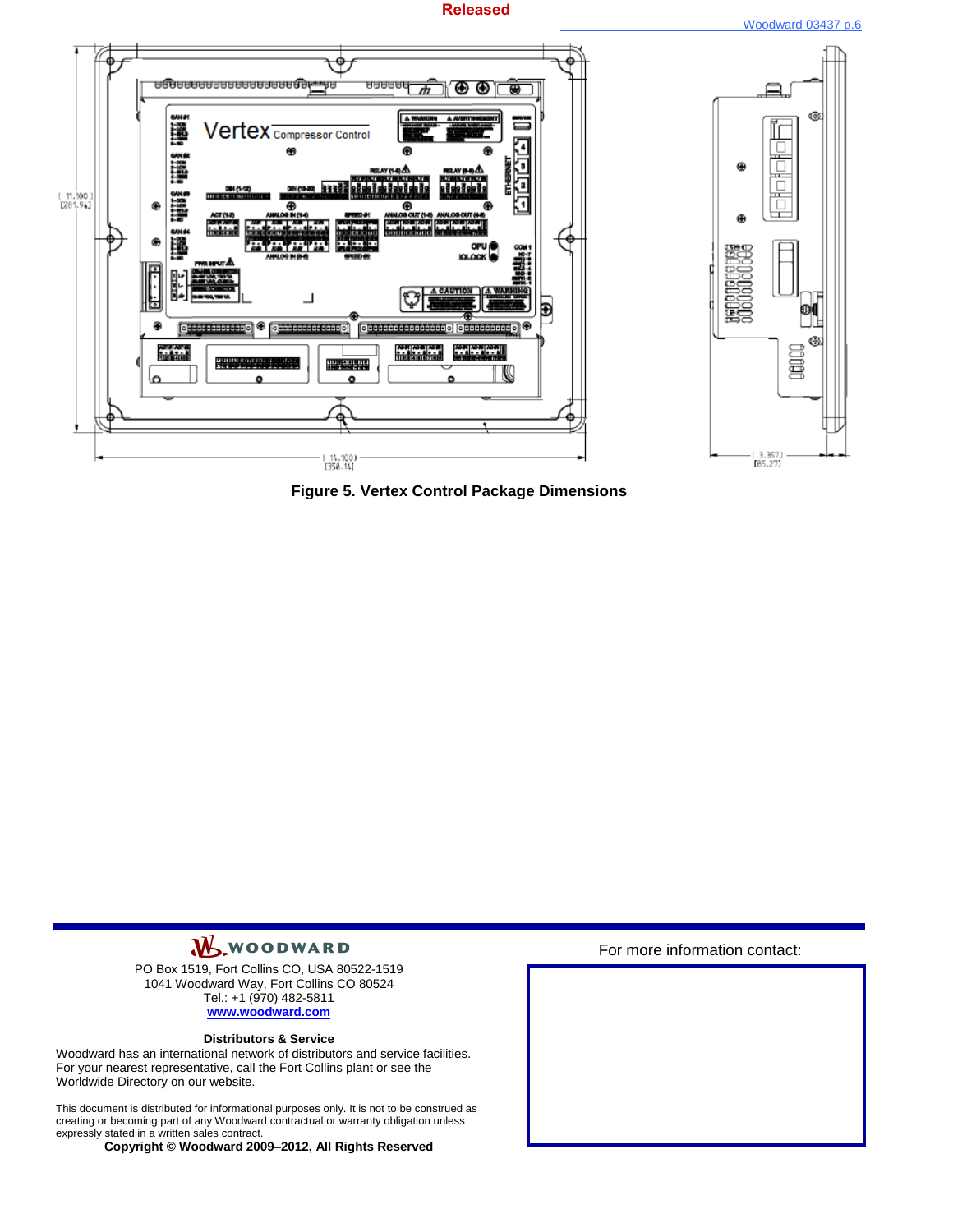[ 11.100 ]
[281.94]

[ 14.100 ]
[358.14]

[ 3.357 ]
[85.27]

**Figure 5. Vertex Control Package Dimensions**

**WOODWARD**

PO Box 1519, Fort Collins CO, USA 80522-1519
1041 Woodward Way, Fort Collins CO 80524
Tel.: +1 (970) 482-5811
**www.woodward.com**

**Distributors & Service**

Woodward has an international network of distributors and service facilities. For your nearest representative, call the Fort Collins plant or see the Worldwide Directory on our website.

This document is distributed for informational purposes only. It is not to be construed as creating or becoming part of any Woodward contractual or warranty obligation unless expressly stated in a written sales contract.

**Copyright © Woodward 2009–2012, All Rights Reserved**

For more information contact: